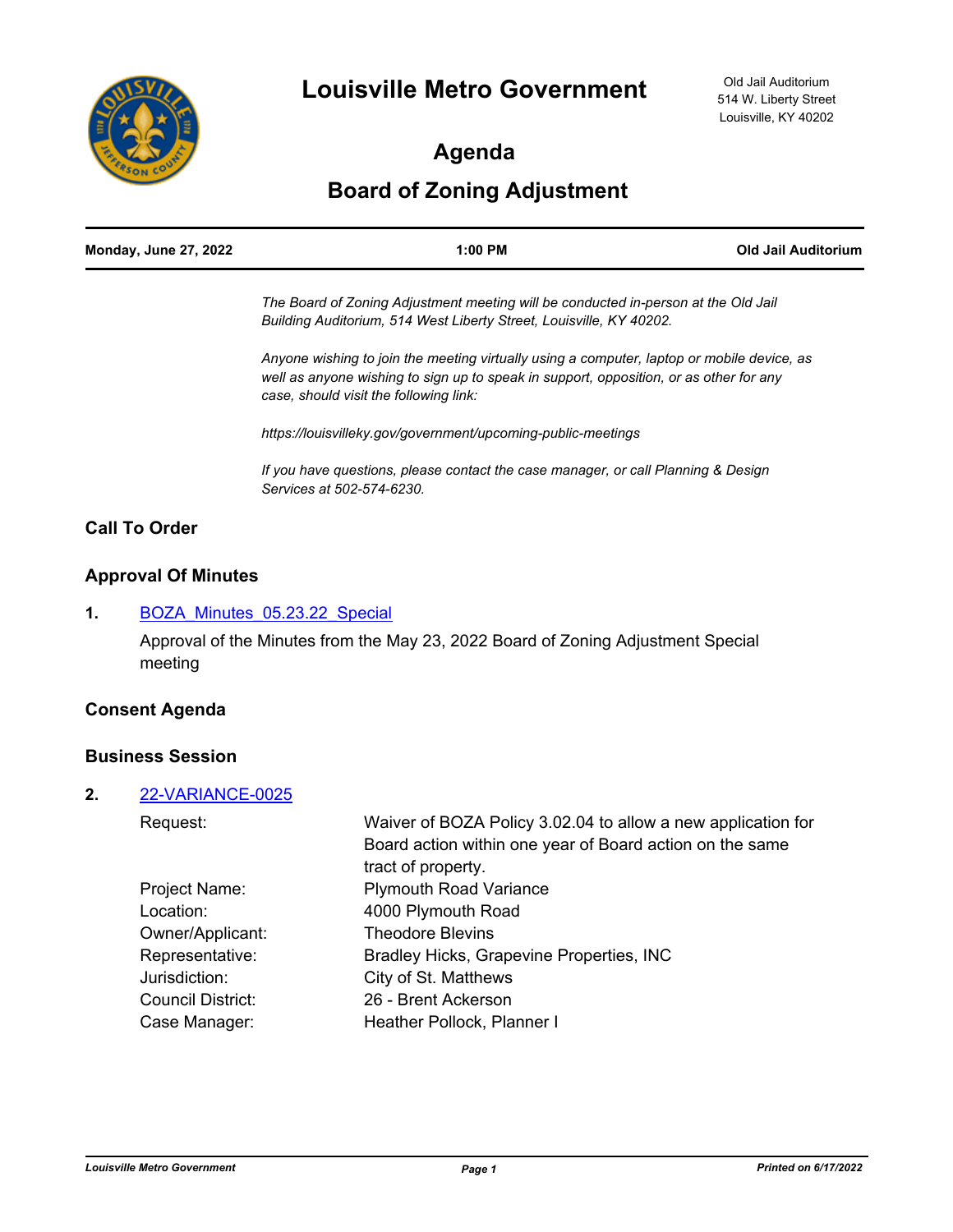# Louisville Metro Government

Old Jail Auditorium
514 W. Liberty Street
Louisville, KY 40202

## Agenda

## Board of Zoning Adjustment

| Monday, June 27, 2022 | 1:00 PM | Old Jail Auditorium |
|---|---|---|

*The Board of Zoning Adjustment meeting will be conducted in-person at the Old Jail Building Auditorium, 514 West Liberty Street, Louisville, KY 40202.*

*Anyone wishing to join the meeting virtually using a computer, laptop or mobile device, as well as anyone wishing to sign up to speak in support, opposition, or as other for any case, should visit the following link:*

*https://louisvilleky.gov/government/upcoming-public-meetings*

*If you have questions, please contact the case manager, or call Planning & Design Services at 502-574-6230.*

### Call To Order

### Approval Of Minutes

**1.** BOZA_Minutes_05.23.22_Special

Approval of the Minutes from the May 23, 2022 Board of Zoning Adjustment Special meeting

### Consent Agenda

### Business Session

**2.** 22-VARIANCE-0025

| | |
|---|---|
| Request: | Waiver of BOZA Policy 3.02.04 to allow a new application for Board action within one year of Board action on the same tract of property. |
| Project Name: | Plymouth Road Variance |
| Location: | 4000 Plymouth Road |
| Owner/Applicant: | Theodore Blevins |
| Representative: | Bradley Hicks, Grapevine Properties, INC |
| Jurisdiction: | City of St. Matthews |
| Council District: | 26 - Brent Ackerson |
| Case Manager: | Heather Pollock, Planner I |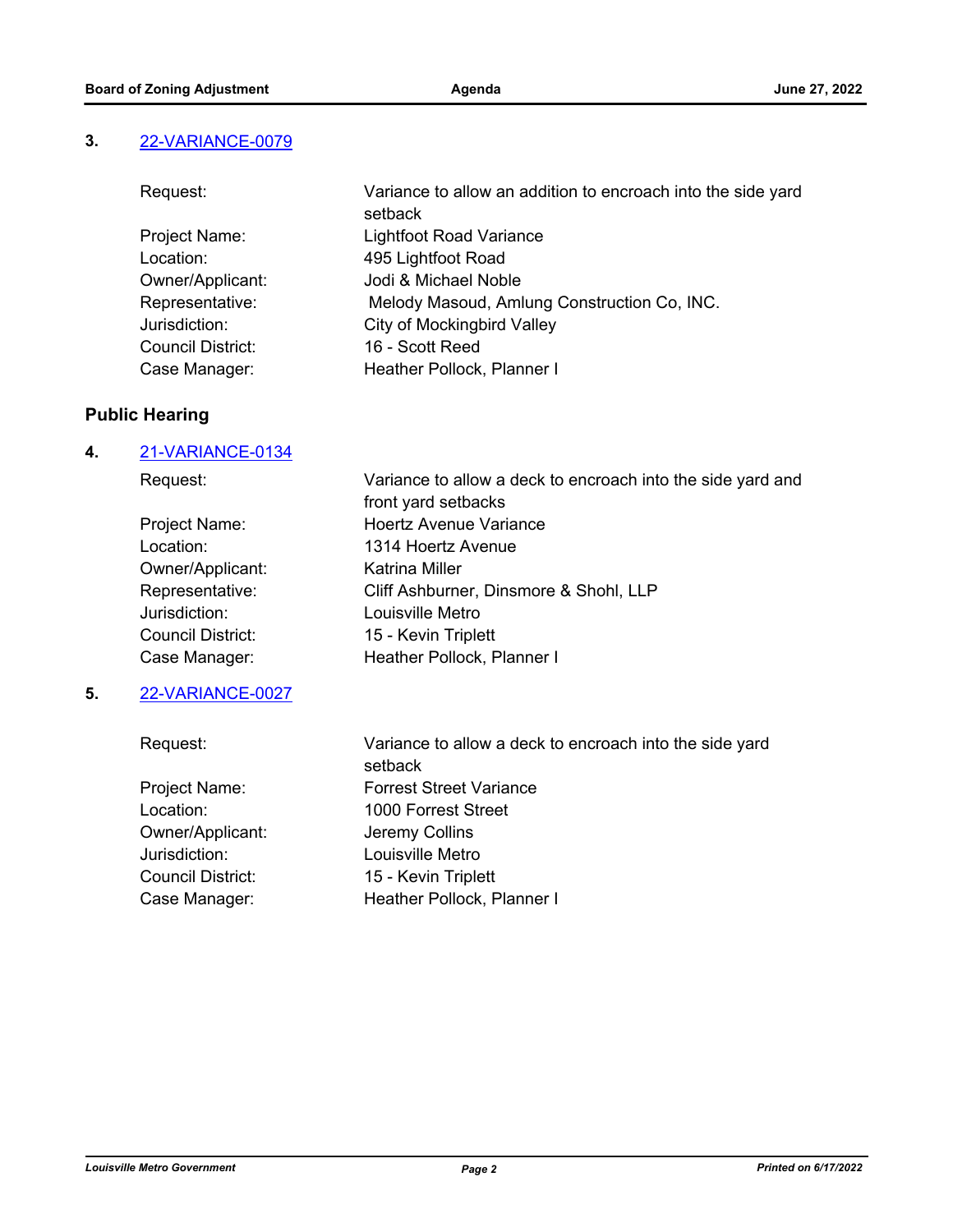**3.** [22-VARIANCE-0079]

| | |
|---|---|
| Request: | Variance to allow an addition to encroach into the side yard setback |
| Project Name: | Lightfoot Road Variance |
| Location: | 495 Lightfoot Road |
| Owner/Applicant: | Jodi & Michael Noble |
| Representative: | Melody Masoud, Amlung Construction Co, INC. |
| Jurisdiction: | City of Mockingbird Valley |
| Council District: | 16 - Scott Reed |
| Case Manager: | Heather Pollock, Planner I |

## Public Hearing

**4.** [21-VARIANCE-0134]

| | |
|---|---|
| Request: | Variance to allow a deck to encroach into the side yard and front yard setbacks |
| Project Name: | Hoertz Avenue Variance |
| Location: | 1314 Hoertz Avenue |
| Owner/Applicant: | Katrina Miller |
| Representative: | Cliff Ashburner, Dinsmore & Shohl, LLP |
| Jurisdiction: | Louisville Metro |
| Council District: | 15 - Kevin Triplett |
| Case Manager: | Heather Pollock, Planner I |

**5.** [22-VARIANCE-0027]

| | |
|---|---|
| Request: | Variance to allow a deck to encroach into the side yard setback |
| Project Name: | Forrest Street Variance |
| Location: | 1000 Forrest Street |
| Owner/Applicant: | Jeremy Collins |
| Jurisdiction: | Louisville Metro |
| Council District: | 15 - Kevin Triplett |
| Case Manager: | Heather Pollock, Planner I |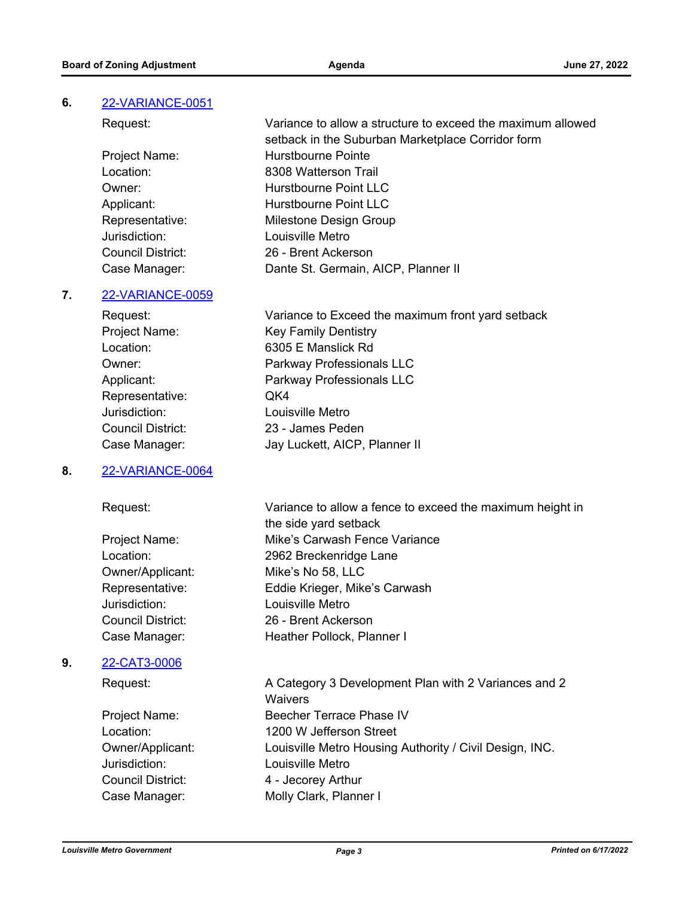6. [22-VARIANCE-0051](22-VARIANCE-0051)

| | |
|---|---|
| Request: | Variance to allow a structure to exceed the maximum allowed setback in the Suburban Marketplace Corridor form |
| Project Name: | Hurstbourne Pointe |
| Location: | 8308 Watterson Trail |
| Owner: | Hurstbourne Point LLC |
| Applicant: | Hurstbourne Point LLC |
| Representative: | Milestone Design Group |
| Jurisdiction: | Louisville Metro |
| Council District: | 26 - Brent Ackerson |
| Case Manager: | Dante St. Germain, AICP, Planner II |

7. [22-VARIANCE-0059](22-VARIANCE-0059)

| | |
|---|---|
| Request: | Variance to Exceed the maximum front yard setback |
| Project Name: | Key Family Dentistry |
| Location: | 6305 E Manslick Rd |
| Owner: | Parkway Professionals LLC |
| Applicant: | Parkway Professionals LLC |
| Representative: | QK4 |
| Jurisdiction: | Louisville Metro |
| Council District: | 23 - James Peden |
| Case Manager: | Jay Luckett, AICP, Planner II |

8. [22-VARIANCE-0064](22-VARIANCE-0064)

| | |
|---|---|
| Request: | Variance to allow a fence to exceed the maximum height in the side yard setback |
| Project Name: | Mike's Carwash Fence Variance |
| Location: | 2962 Breckenridge Lane |
| Owner/Applicant: | Mike's No 58, LLC |
| Representative: | Eddie Krieger, Mike's Carwash |
| Jurisdiction: | Louisville Metro |
| Council District: | 26 - Brent Ackerson |
| Case Manager: | Heather Pollock, Planner I |

9. [22-CAT3-0006](22-CAT3-0006)

| | |
|---|---|
| Request: | A Category 3 Development Plan with 2 Variances and 2 Waivers |
| Project Name: | Beecher Terrace Phase IV |
| Location: | 1200 W Jefferson Street |
| Owner/Applicant: | Louisville Metro Housing Authority / Civil Design, INC. |
| Jurisdiction: | Louisville Metro |
| Council District: | 4 - Jecorey Arthur |
| Case Manager: | Molly Clark, Planner I |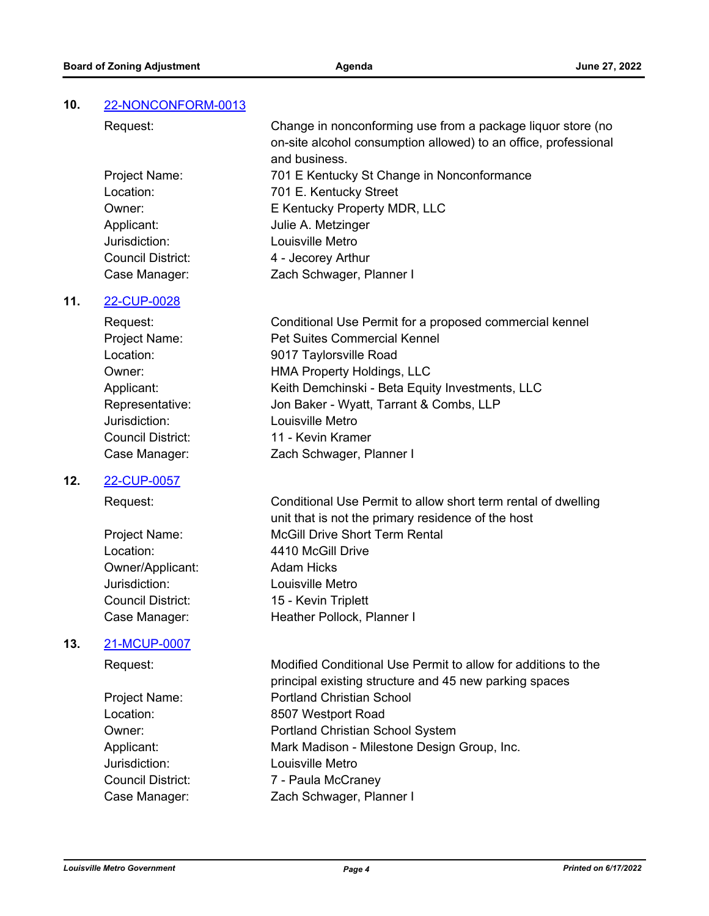**10.** [22-NONCONFORM-0013]

| | |
|---|---|
| Request: | Change in nonconforming use from a package liquor store (no on-site alcohol consumption allowed) to an office, professional and business. |
| Project Name: | 701 E Kentucky St Change in Nonconformance |
| Location: | 701 E. Kentucky Street |
| Owner: | E Kentucky Property MDR, LLC |
| Applicant: | Julie A. Metzinger |
| Jurisdiction: | Louisville Metro |
| Council District: | 4 - Jecorey Arthur |
| Case Manager: | Zach Schwager, Planner I |

**11.** [22-CUP-0028]

| | |
|---|---|
| Request: | Conditional Use Permit for a proposed commercial kennel |
| Project Name: | Pet Suites Commercial Kennel |
| Location: | 9017 Taylorsville Road |
| Owner: | HMA Property Holdings, LLC |
| Applicant: | Keith Demchinski - Beta Equity Investments, LLC |
| Representative: | Jon Baker - Wyatt, Tarrant & Combs, LLP |
| Jurisdiction: | Louisville Metro |
| Council District: | 11 - Kevin Kramer |
| Case Manager: | Zach Schwager, Planner I |

**12.** [22-CUP-0057]

| | |
|---|---|
| Request: | Conditional Use Permit to allow short term rental of dwelling unit that is not the primary residence of the host |
| Project Name: | McGill Drive Short Term Rental |
| Location: | 4410 McGill Drive |
| Owner/Applicant: | Adam Hicks |
| Jurisdiction: | Louisville Metro |
| Council District: | 15 - Kevin Triplett |
| Case Manager: | Heather Pollock, Planner I |

**13.** [21-MCUP-0007]

| | |
|---|---|
| Request: | Modified Conditional Use Permit to allow for additions to the principal existing structure and 45 new parking spaces |
| Project Name: | Portland Christian School |
| Location: | 8507 Westport Road |
| Owner: | Portland Christian School System |
| Applicant: | Mark Madison - Milestone Design Group, Inc. |
| Jurisdiction: | Louisville Metro |
| Council District: | 7 - Paula McCraney |
| Case Manager: | Zach Schwager, Planner I |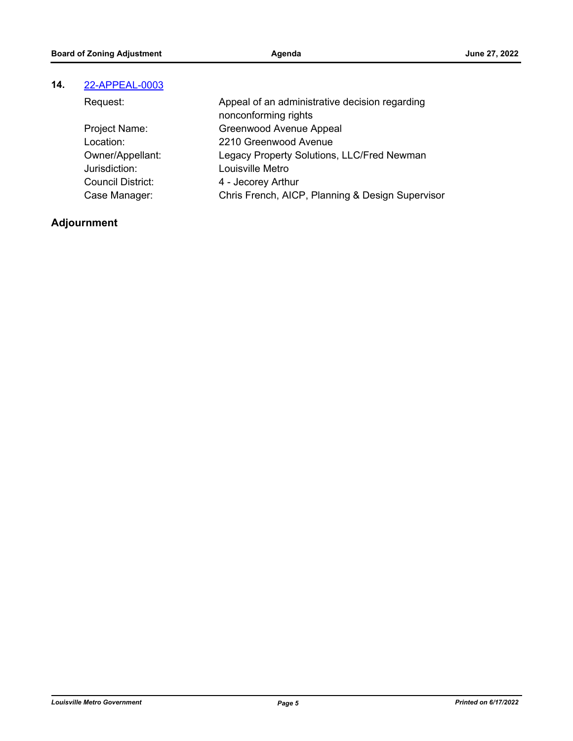**14.** [22-APPEAL-0003]

| | |
|---|---|
| Request: | Appeal of an administrative decision regarding nonconforming rights |
| Project Name: | Greenwood Avenue Appeal |
| Location: | 2210 Greenwood Avenue |
| Owner/Appellant: | Legacy Property Solutions, LLC/Fred Newman |
| Jurisdiction: | Louisville Metro |
| Council District: | 4 - Jecorey Arthur |
| Case Manager: | Chris French, AICP, Planning & Design Supervisor |

## Adjournment